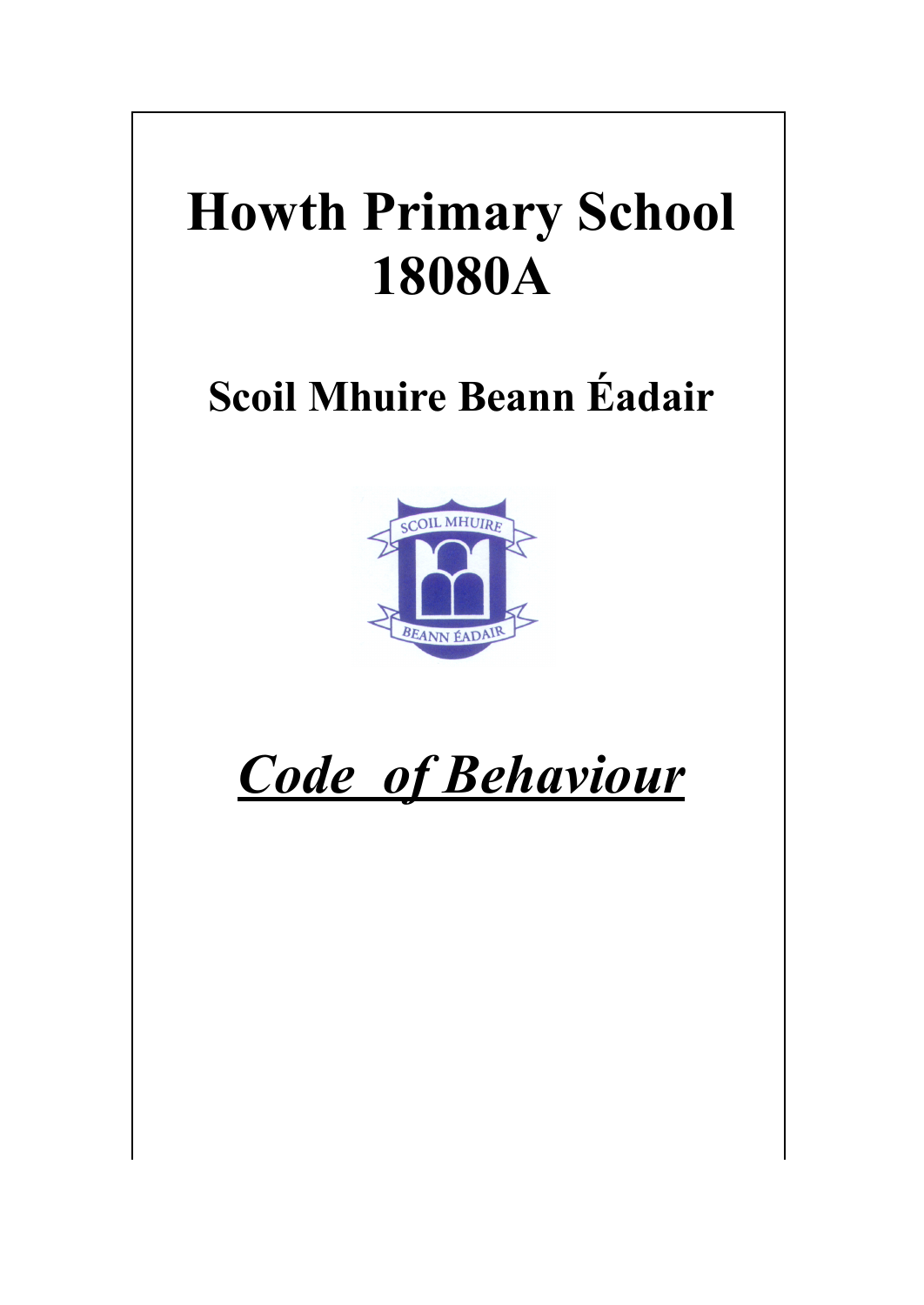# Howth Primary School 18080A

## Scoil Mhuire Beann Éadair

# ***Code of Behaviour***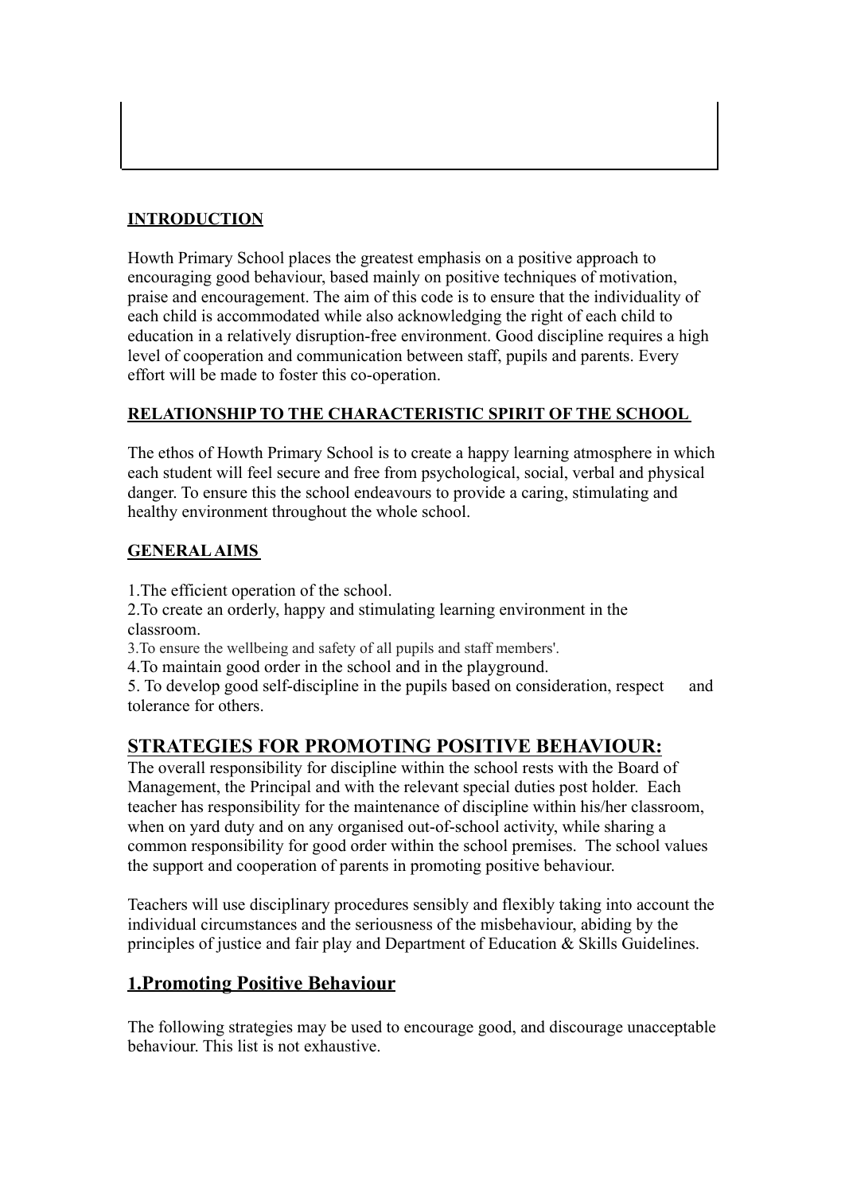## INTRODUCTION

Howth Primary School places the greatest emphasis on a positive approach to encouraging good behaviour, based mainly on positive techniques of motivation, praise and encouragement. The aim of this code is to ensure that the individuality of each child is accommodated while also acknowledging the right of each child to education in a relatively disruption-free environment. Good discipline requires a high level of cooperation and communication between staff, pupils and parents. Every effort will be made to foster this co-operation.

## RELATIONSHIP TO THE CHARACTERISTIC SPIRIT OF THE SCHOOL

The ethos of Howth Primary School is to create a happy learning atmosphere in which each student will feel secure and free from psychological, social, verbal and physical danger. To ensure this the school endeavours to provide a caring, stimulating and healthy environment throughout the whole school.

## GENERAL AIMS

1.The efficient operation of the school.
2.To create an orderly, happy and stimulating learning environment in the classroom.
3.To ensure the wellbeing and safety of all pupils and staff members'.
4.To maintain good order in the school and in the playground.
5. To develop good self-discipline in the pupils based on consideration, respect and tolerance for others.

# STRATEGIES FOR PROMOTING POSITIVE BEHAVIOUR:

The overall responsibility for discipline within the school rests with the Board of Management, the Principal and with the relevant special duties post holder. Each teacher has responsibility for the maintenance of discipline within his/her classroom, when on yard duty and on any organised out-of-school activity, while sharing a common responsibility for good order within the school premises. The school values the support and cooperation of parents in promoting positive behaviour.

Teachers will use disciplinary procedures sensibly and flexibly taking into account the individual circumstances and the seriousness of the misbehaviour, abiding by the principles of justice and fair play and Department of Education & Skills Guidelines.

## 1.Promoting Positive Behaviour

The following strategies may be used to encourage good, and discourage unacceptable behaviour. This list is not exhaustive.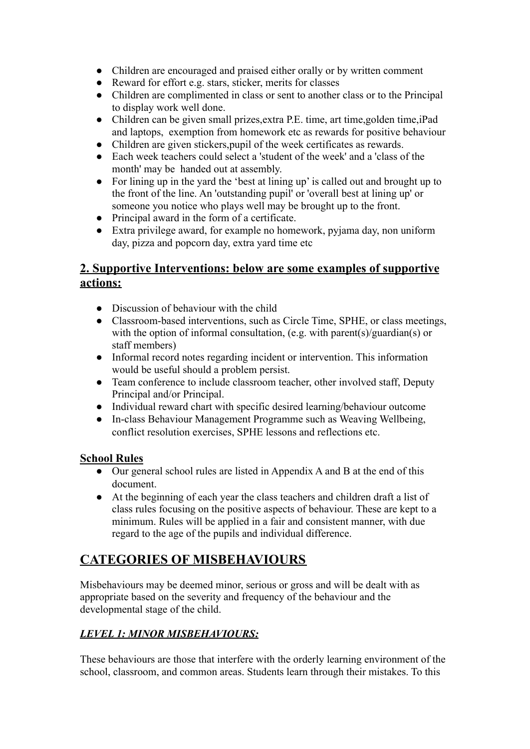- Children are encouraged and praised either orally or by written comment
- Reward for effort e.g. stars, sticker, merits for classes
- Children are complimented in class or sent to another class or to the Principal to display work well done.
- Children can be given small prizes,extra P.E. time, art time,golden time,iPad and laptops, exemption from homework etc as rewards for positive behaviour
- Children are given stickers,pupil of the week certificates as rewards.
- Each week teachers could select a 'student of the week' and a 'class of the month' may be handed out at assembly.
- For lining up in the yard the 'best at lining up' is called out and brought up to the front of the line. An 'outstanding pupil' or 'overall best at lining up' or someone you notice who plays well may be brought up to the front.
- Principal award in the form of a certificate.
- Extra privilege award, for example no homework, pyjama day, non uniform day, pizza and popcorn day, extra yard time etc

## 2. Supportive Interventions: below are some examples of supportive actions:

- Discussion of behaviour with the child
- Classroom-based interventions, such as Circle Time, SPHE, or class meetings, with the option of informal consultation, (e.g. with parent(s)/guardian(s) or staff members)
- Informal record notes regarding incident or intervention. This information would be useful should a problem persist.
- Team conference to include classroom teacher, other involved staff, Deputy Principal and/or Principal.
- Individual reward chart with specific desired learning/behaviour outcome
- In-class Behaviour Management Programme such as Weaving Wellbeing, conflict resolution exercises, SPHE lessons and reflections etc.

### School Rules

- Our general school rules are listed in Appendix A and B at the end of this document.
- At the beginning of each year the class teachers and children draft a list of class rules focusing on the positive aspects of behaviour. These are kept to a minimum. Rules will be applied in a fair and consistent manner, with due regard to the age of the pupils and individual difference.

# CATEGORIES OF MISBEHAVIOURS

Misbehaviours may be deemed minor, serious or gross and will be dealt with as appropriate based on the severity and frequency of the behaviour and the developmental stage of the child.

### *LEVEL 1: MINOR MISBEHAVIOURS:*

These behaviours are those that interfere with the orderly learning environment of the school, classroom, and common areas. Students learn through their mistakes. To this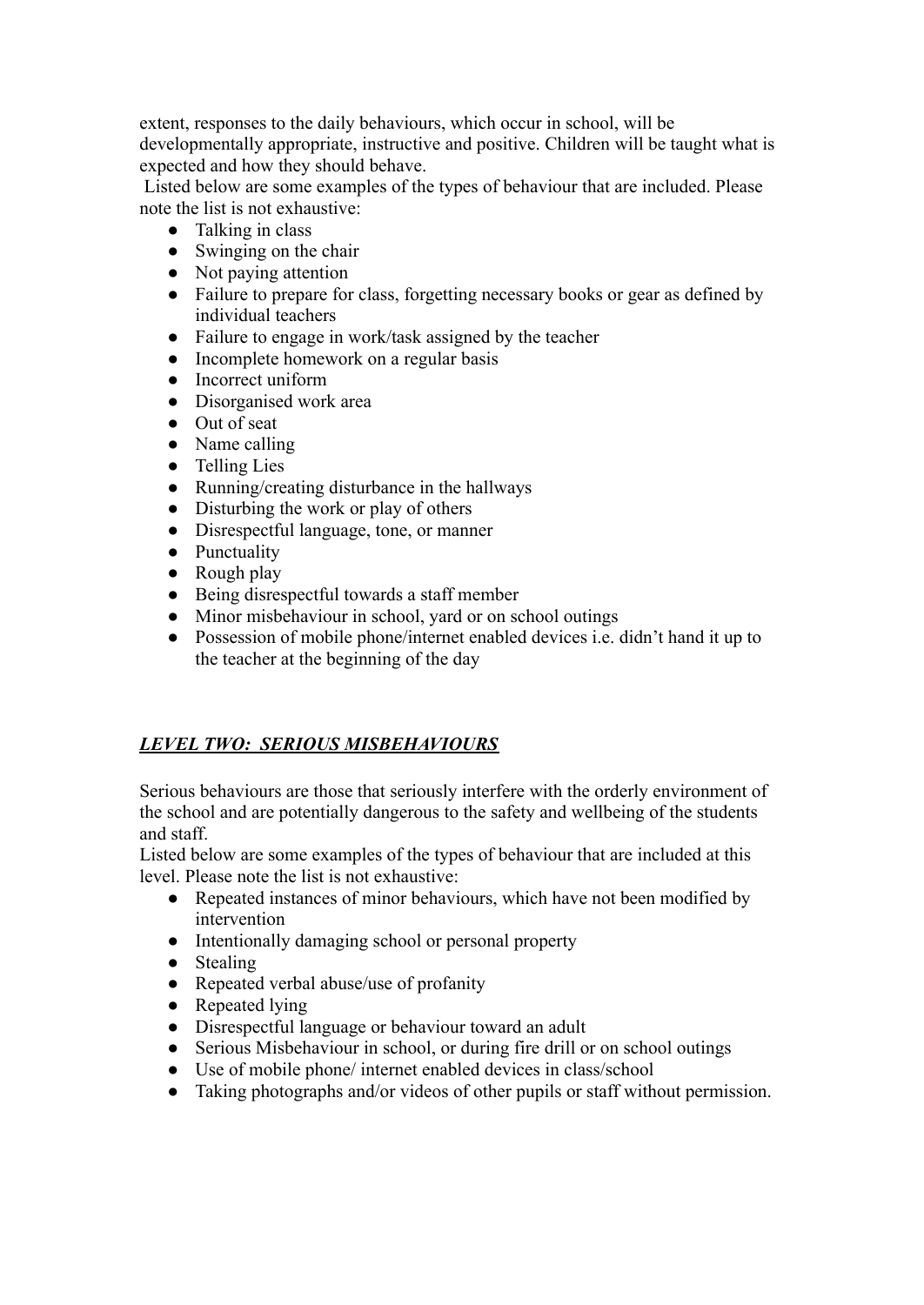extent, responses to the daily behaviours, which occur in school, will be developmentally appropriate, instructive and positive. Children will be taught what is expected and how they should behave.

Listed below are some examples of the types of behaviour that are included. Please note the list is not exhaustive:

- Talking in class
- Swinging on the chair
- Not paying attention
- Failure to prepare for class, forgetting necessary books or gear as defined by individual teachers
- Failure to engage in work/task assigned by the teacher
- Incomplete homework on a regular basis
- Incorrect uniform
- Disorganised work area
- Out of seat
- Name calling
- Telling Lies
- Running/creating disturbance in the hallways
- Disturbing the work or play of others
- Disrespectful language, tone, or manner
- Punctuality
- Rough play
- Being disrespectful towards a staff member
- Minor misbehaviour in school, yard or on school outings
- Possession of mobile phone/internet enabled devices i.e. didn't hand it up to the teacher at the beginning of the day

## ***LEVEL TWO: SERIOUS MISBEHAVIOURS***

Serious behaviours are those that seriously interfere with the orderly environment of the school and are potentially dangerous to the safety and wellbeing of the students and staff.

Listed below are some examples of the types of behaviour that are included at this level. Please note the list is not exhaustive:

- Repeated instances of minor behaviours, which have not been modified by intervention
- Intentionally damaging school or personal property
- Stealing
- Repeated verbal abuse/use of profanity
- Repeated lying
- Disrespectful language or behaviour toward an adult
- Serious Misbehaviour in school, or during fire drill or on school outings
- Use of mobile phone/ internet enabled devices in class/school
- Taking photographs and/or videos of other pupils or staff without permission.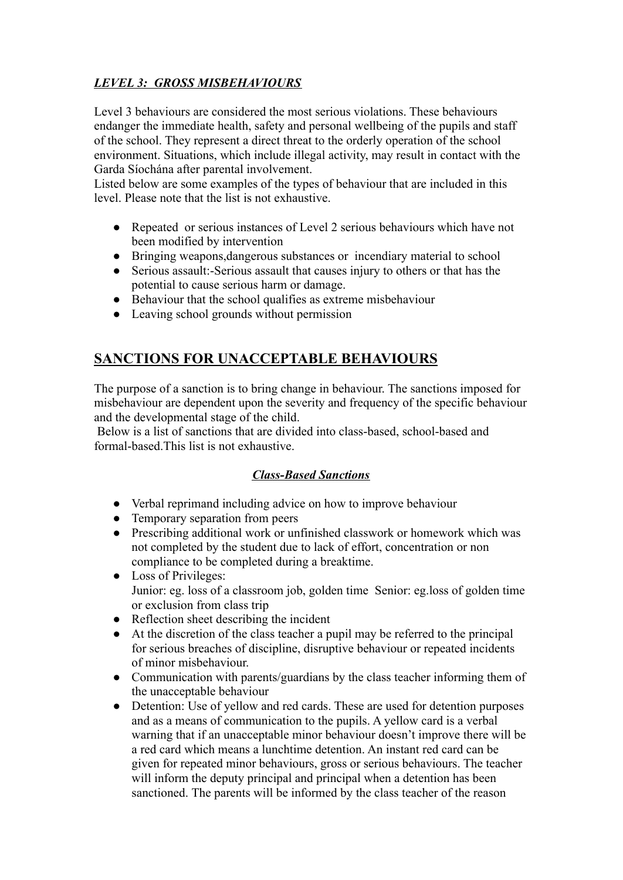### ***LEVEL 3: GROSS MISBEHAVIOURS***

Level 3 behaviours are considered the most serious violations. These behaviours endanger the immediate health, safety and personal wellbeing of the pupils and staff of the school. They represent a direct threat to the orderly operation of the school environment. Situations, which include illegal activity, may result in contact with the Garda Síochána after parental involvement.
Listed below are some examples of the types of behaviour that are included in this level. Please note that the list is not exhaustive.

- Repeated or serious instances of Level 2 serious behaviours which have not been modified by intervention
- Bringing weapons,dangerous substances or incendiary material to school
- Serious assault:-Serious assault that causes injury to others or that has the potential to cause serious harm or damage.
- Behaviour that the school qualifies as extreme misbehaviour
- Leaving school grounds without permission

## SANCTIONS FOR UNACCEPTABLE BEHAVIOURS

The purpose of a sanction is to bring change in behaviour. The sanctions imposed for misbehaviour are dependent upon the severity and frequency of the specific behaviour and the developmental stage of the child.
Below is a list of sanctions that are divided into class-based, school-based and formal-based.This list is not exhaustive.

### ***Class-Based Sanctions***

- Verbal reprimand including advice on how to improve behaviour
- Temporary separation from peers
- Prescribing additional work or unfinished classwork or homework which was not completed by the student due to lack of effort, concentration or non compliance to be completed during a breaktime.
- Loss of Privileges:
  Junior: eg. loss of a classroom job, golden time Senior: eg.loss of golden time or exclusion from class trip
- Reflection sheet describing the incident
- At the discretion of the class teacher a pupil may be referred to the principal for serious breaches of discipline, disruptive behaviour or repeated incidents of minor misbehaviour.
- Communication with parents/guardians by the class teacher informing them of the unacceptable behaviour
- Detention: Use of yellow and red cards. These are used for detention purposes and as a means of communication to the pupils. A yellow card is a verbal warning that if an unacceptable minor behaviour doesn't improve there will be a red card which means a lunchtime detention. An instant red card can be given for repeated minor behaviours, gross or serious behaviours. The teacher will inform the deputy principal and principal when a detention has been sanctioned. The parents will be informed by the class teacher of the reason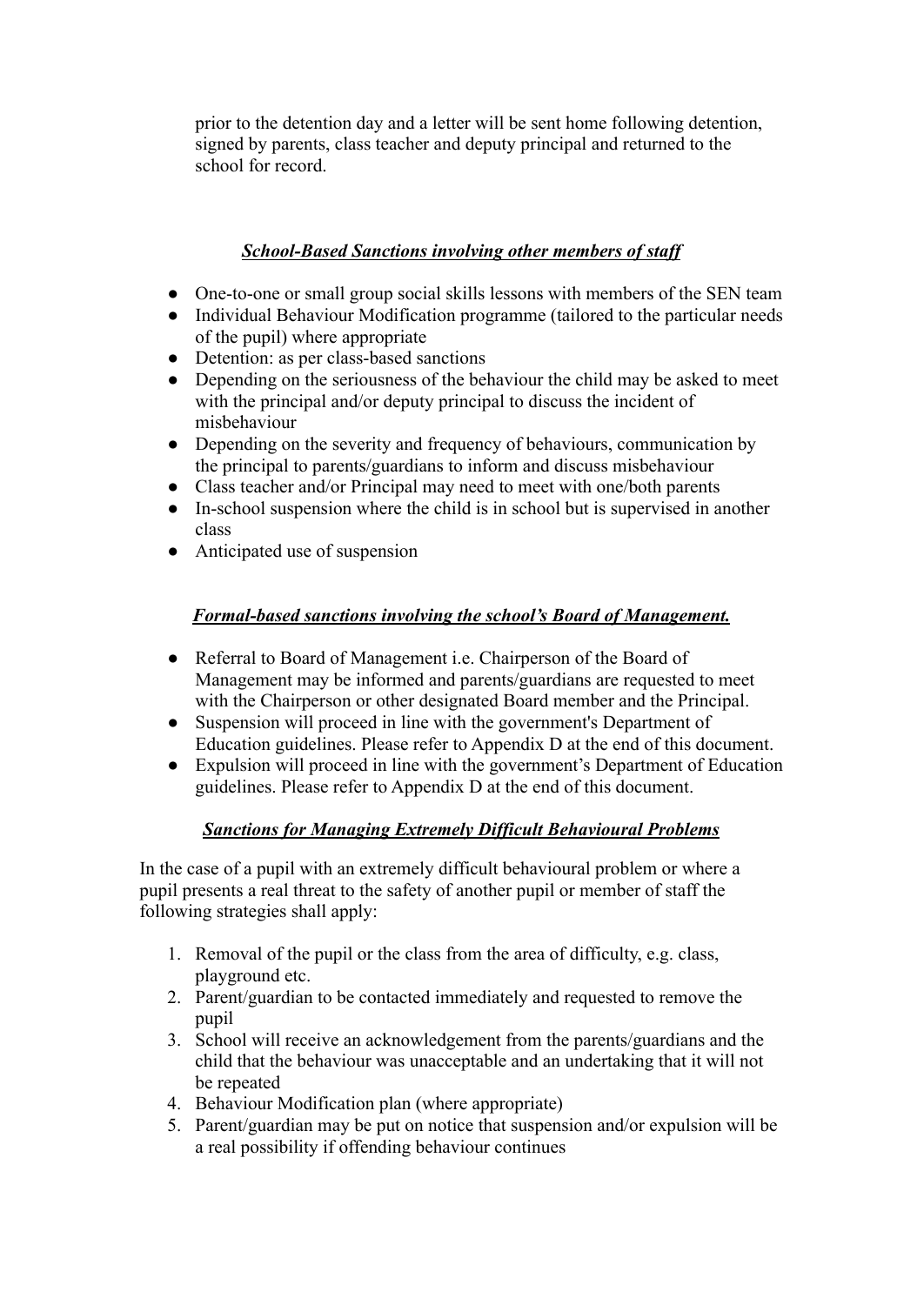prior to the detention day and a letter will be sent home following detention, signed by parents, class teacher and deputy principal and returned to the school for record.

### ***School-Based Sanctions involving other members of staff***

- One-to-one or small group social skills lessons with members of the SEN team
- Individual Behaviour Modification programme (tailored to the particular needs of the pupil) where appropriate
- Detention: as per class-based sanctions
- Depending on the seriousness of the behaviour the child may be asked to meet with the principal and/or deputy principal to discuss the incident of misbehaviour
- Depending on the severity and frequency of behaviours, communication by the principal to parents/guardians to inform and discuss misbehaviour
- Class teacher and/or Principal may need to meet with one/both parents
- In-school suspension where the child is in school but is supervised in another class
- Anticipated use of suspension

### ***Formal-based sanctions involving the school's Board of Management.***

- Referral to Board of Management i.e. Chairperson of the Board of Management may be informed and parents/guardians are requested to meet with the Chairperson or other designated Board member and the Principal.
- Suspension will proceed in line with the government's Department of Education guidelines. Please refer to Appendix D at the end of this document.
- Expulsion will proceed in line with the government's Department of Education guidelines. Please refer to Appendix D at the end of this document.

### ***Sanctions for Managing Extremely Difficult Behavioural Problems***

In the case of a pupil with an extremely difficult behavioural problem or where a pupil presents a real threat to the safety of another pupil or member of staff the following strategies shall apply:

1. Removal of the pupil or the class from the area of difficulty, e.g. class, playground etc.
2. Parent/guardian to be contacted immediately and requested to remove the pupil
3. School will receive an acknowledgement from the parents/guardians and the child that the behaviour was unacceptable and an undertaking that it will not be repeated
4. Behaviour Modification plan (where appropriate)
5. Parent/guardian may be put on notice that suspension and/or expulsion will be a real possibility if offending behaviour continues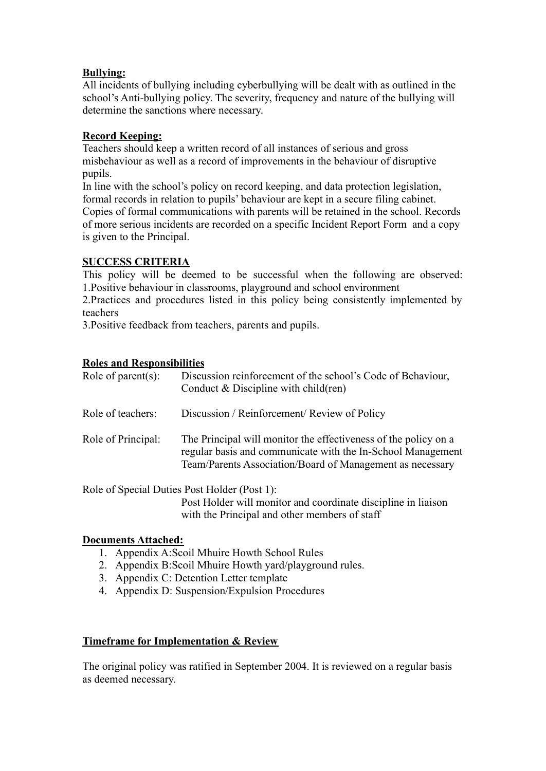**Bullying:**
All incidents of bullying including cyberbullying will be dealt with as outlined in the school's Anti-bullying policy. The severity, frequency and nature of the bullying will determine the sanctions where necessary.

**Record Keeping:**
Teachers should keep a written record of all instances of serious and gross misbehaviour as well as a record of improvements in the behaviour of disruptive pupils.
In line with the school's policy on record keeping, and data protection legislation, formal records in relation to pupils' behaviour are kept in a secure filing cabinet. Copies of formal communications with parents will be retained in the school. Records of more serious incidents are recorded on a specific Incident Report Form and a copy is given to the Principal.

**SUCCESS CRITERIA**
This policy will be deemed to be successful when the following are observed:
1.Positive behaviour in classrooms, playground and school environment
2.Practices and procedures listed in this policy being consistently implemented by teachers
3.Positive feedback from teachers, parents and pupils.

**Roles and Responsibilities**

Role of parent(s): Discussion reinforcement of the school's Code of Behaviour, Conduct & Discipline with child(ren)

Role of teachers: Discussion / Reinforcement/ Review of Policy

Role of Principal: The Principal will monitor the effectiveness of the policy on a regular basis and communicate with the In-School Management Team/Parents Association/Board of Management as necessary

Role of Special Duties Post Holder (Post 1):
Post Holder will monitor and coordinate discipline in liaison with the Principal and other members of staff

**Documents Attached:**

1. Appendix A:Scoil Mhuire Howth School Rules
2. Appendix B:Scoil Mhuire Howth yard/playground rules.
3. Appendix C: Detention Letter template
4. Appendix D: Suspension/Expulsion Procedures

**Timeframe for Implementation & Review**

The original policy was ratified in September 2004. It is reviewed on a regular basis as deemed necessary.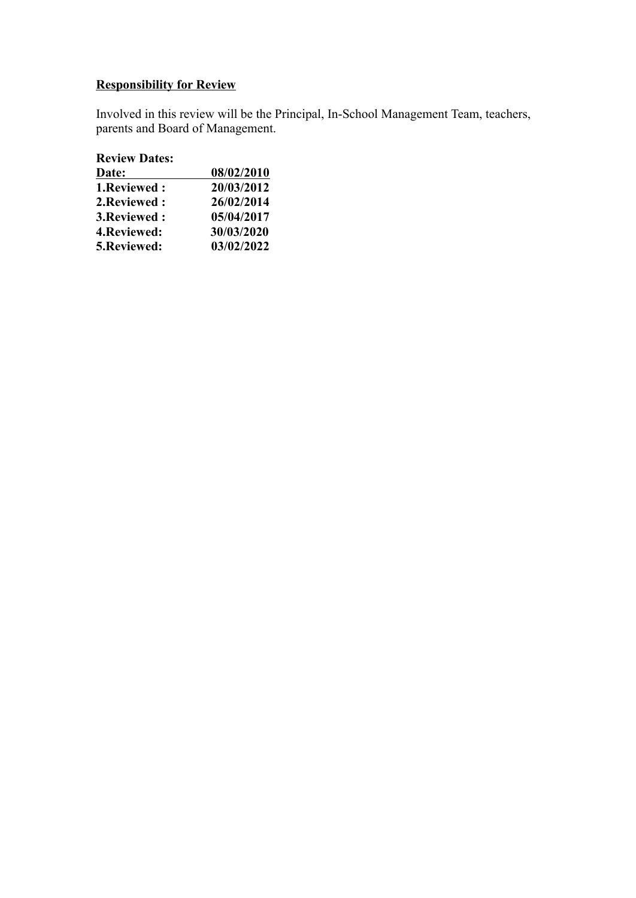**Responsibility for Review**

Involved in this review will be the Principal, In-School Management Team, teachers, parents and Board of Management.

**Review Dates:**

| **Date:** | **08/02/2010** |
|---|---|
| **1.Reviewed :** | **20/03/2012** |
| **2.Reviewed :** | **26/02/2014** |
| **3.Reviewed :** | **05/04/2017** |
| **4.Reviewed:** | **30/03/2020** |
| **5.Reviewed:** | **03/02/2022** |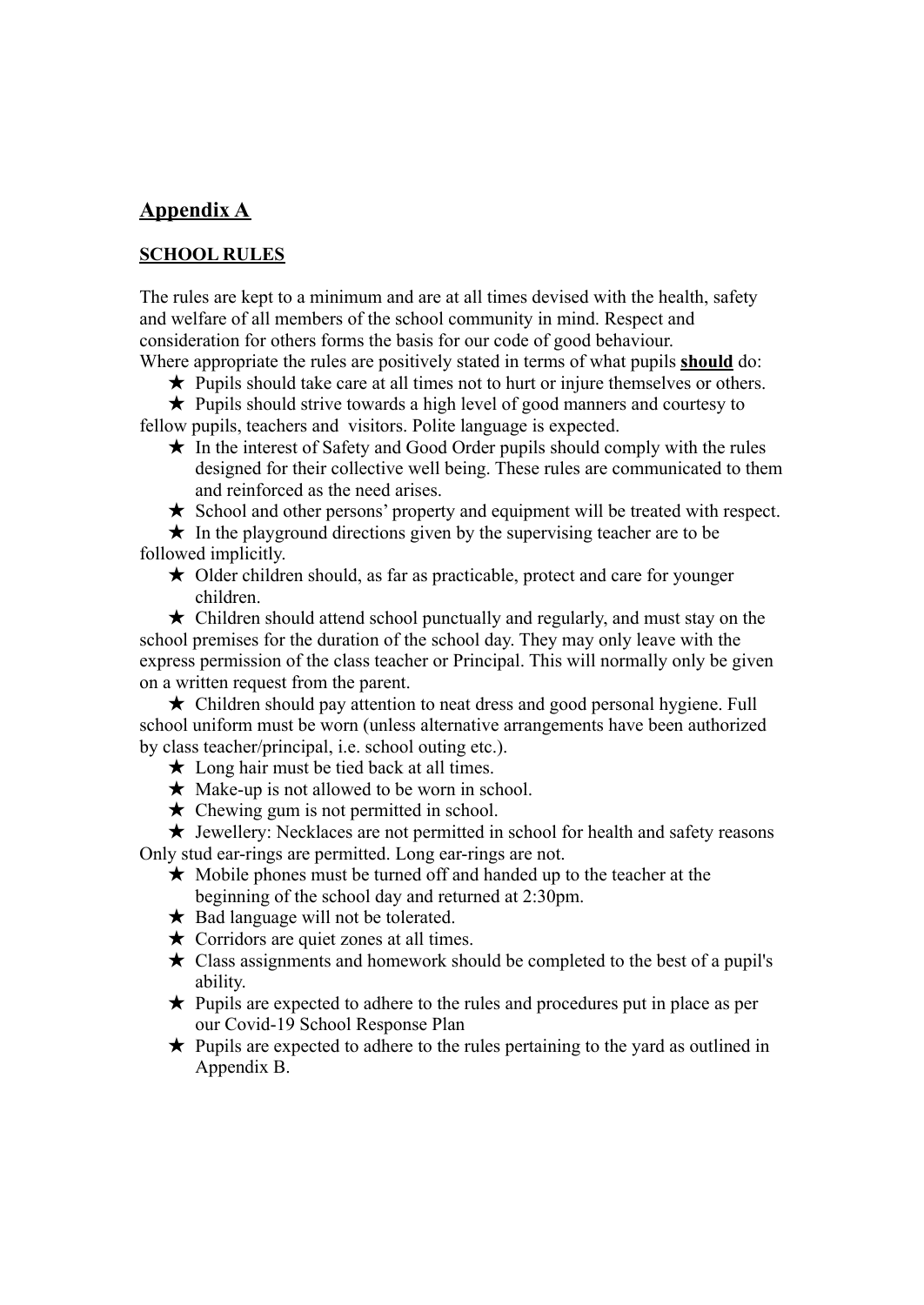## Appendix A

### SCHOOL RULES

The rules are kept to a minimum and are at all times devised with the health, safety and welfare of all members of the school community in mind. Respect and consideration for others forms the basis for our code of good behaviour.
Where appropriate the rules are positively stated in terms of what pupils **should** do:

- Pupils should take care at all times not to hurt or injure themselves or others.
- Pupils should strive towards a high level of good manners and courtesy to fellow pupils, teachers and visitors. Polite language is expected.
- In the interest of Safety and Good Order pupils should comply with the rules designed for their collective well being. These rules are communicated to them and reinforced as the need arises.
- School and other persons' property and equipment will be treated with respect.
- In the playground directions given by the supervising teacher are to be followed implicitly.
- Older children should, as far as practicable, protect and care for younger children.
- Children should attend school punctually and regularly, and must stay on the school premises for the duration of the school day. They may only leave with the express permission of the class teacher or Principal. This will normally only be given on a written request from the parent.
- Children should pay attention to neat dress and good personal hygiene. Full school uniform must be worn (unless alternative arrangements have been authorized by class teacher/principal, i.e. school outing etc.).
- Long hair must be tied back at all times.
- Make-up is not allowed to be worn in school.
- Chewing gum is not permitted in school.
- Jewellery: Necklaces are not permitted in school for health and safety reasons Only stud ear-rings are permitted. Long ear-rings are not.
- Mobile phones must be turned off and handed up to the teacher at the beginning of the school day and returned at 2:30pm.
- Bad language will not be tolerated.
- Corridors are quiet zones at all times.
- Class assignments and homework should be completed to the best of a pupil's ability.
- Pupils are expected to adhere to the rules and procedures put in place as per our Covid-19 School Response Plan
- Pupils are expected to adhere to the rules pertaining to the yard as outlined in Appendix B.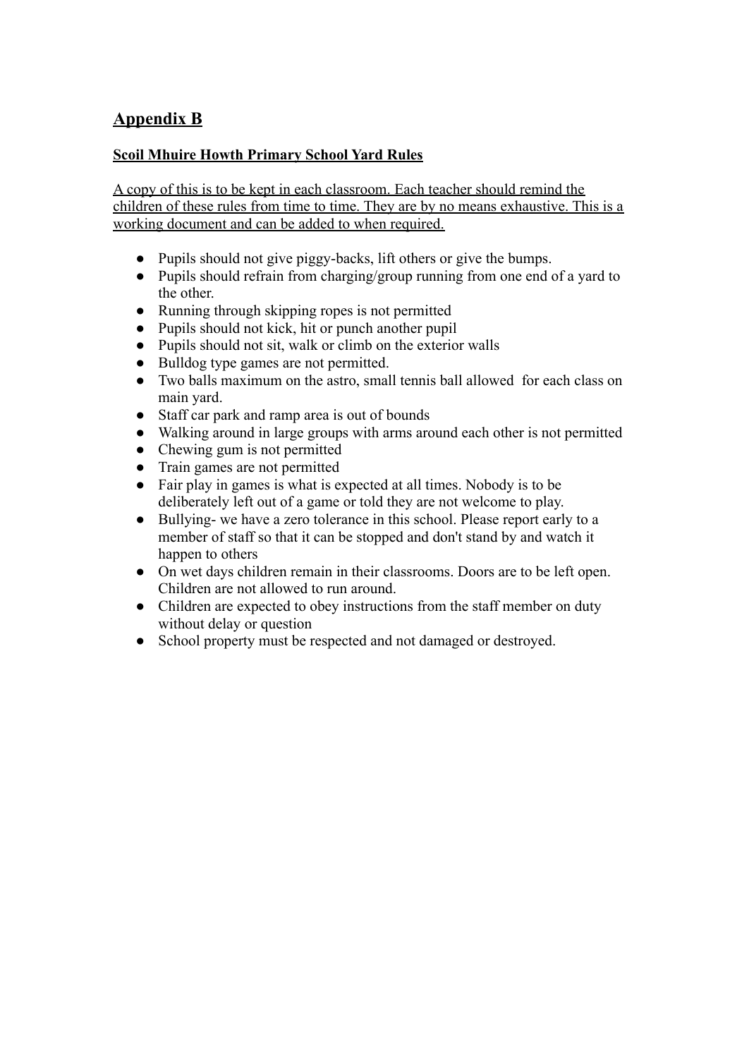## Appendix B

**Scoil Mhuire Howth Primary School Yard Rules**

A copy of this is to be kept in each classroom. Each teacher should remind the children of these rules from time to time. They are by no means exhaustive. This is a working document and can be added to when required.

- Pupils should not give piggy-backs, lift others or give the bumps.
- Pupils should refrain from charging/group running from one end of a yard to the other.
- Running through skipping ropes is not permitted
- Pupils should not kick, hit or punch another pupil
- Pupils should not sit, walk or climb on the exterior walls
- Bulldog type games are not permitted.
- Two balls maximum on the astro, small tennis ball allowed for each class on main yard.
- Staff car park and ramp area is out of bounds
- Walking around in large groups with arms around each other is not permitted
- Chewing gum is not permitted
- Train games are not permitted
- Fair play in games is what is expected at all times. Nobody is to be deliberately left out of a game or told they are not welcome to play.
- Bullying- we have a zero tolerance in this school. Please report early to a member of staff so that it can be stopped and don't stand by and watch it happen to others
- On wet days children remain in their classrooms. Doors are to be left open. Children are not allowed to run around.
- Children are expected to obey instructions from the staff member on duty without delay or question
- School property must be respected and not damaged or destroyed.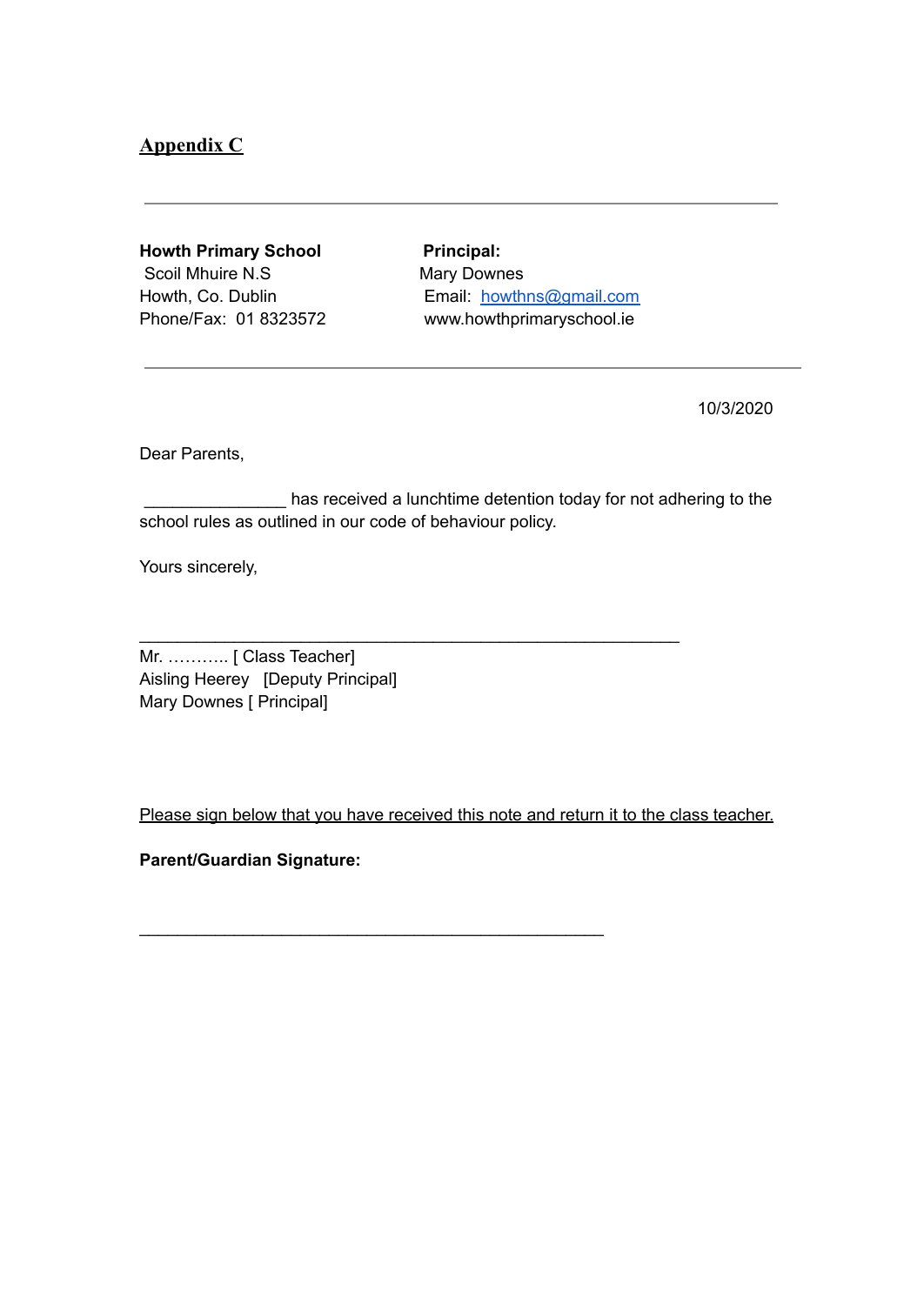# Appendix C

---

**Howth Primary School**
Scoil Mhuire N.S
Howth, Co. Dublin
Phone/Fax: 01 8323572

**Principal:**
Mary Downes
Email: howthns@gmail.com
www.howthprimaryschool.ie

---

10/3/2020

Dear Parents,

_______________ has received a lunchtime detention today for not adhering to the school rules as outlined in our code of behaviour policy.

Yours sincerely,

_________________________________________________________

Mr. ……….. [ Class Teacher]
Aisling Heerey [Deputy Principal]
Mary Downes [ Principal]

Please sign below that you have received this note and return it to the class teacher.

**Parent/Guardian Signature:**

_________________________________________________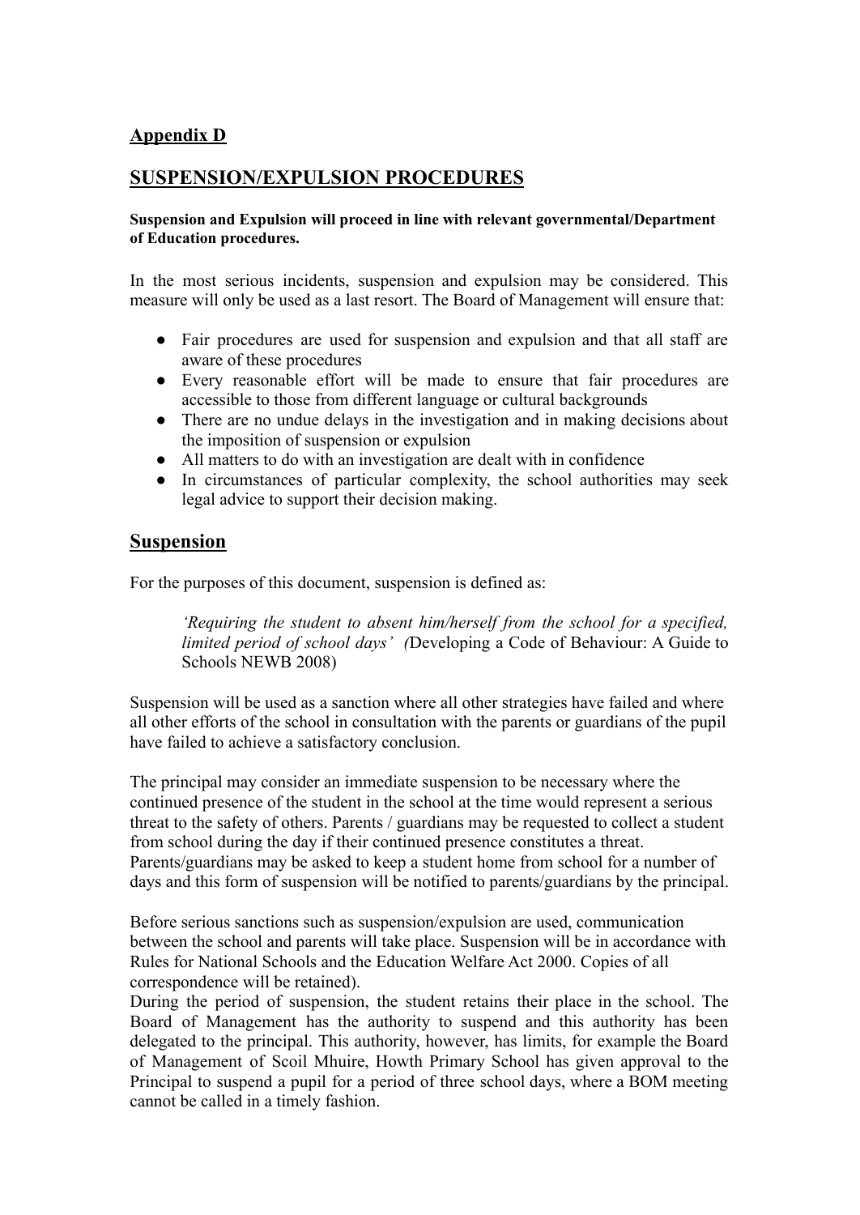## Appendix D

## SUSPENSION/EXPULSION PROCEDURES

**Suspension and Expulsion will proceed in line with relevant governmental/Department of Education procedures.**

In the most serious incidents, suspension and expulsion may be considered. This measure will only be used as a last resort. The Board of Management will ensure that:

- Fair procedures are used for suspension and expulsion and that all staff are aware of these procedures
- Every reasonable effort will be made to ensure that fair procedures are accessible to those from different language or cultural backgrounds
- There are no undue delays in the investigation and in making decisions about the imposition of suspension or expulsion
- All matters to do with an investigation are dealt with in confidence
- In circumstances of particular complexity, the school authorities may seek legal advice to support their decision making.

## Suspension

For the purposes of this document, suspension is defined as:

> *'Requiring the student to absent him/herself from the school for a specified, limited period of school days' (*Developing a Code of Behaviour: A Guide to Schools NEWB 2008)

Suspension will be used as a sanction where all other strategies have failed and where all other efforts of the school in consultation with the parents or guardians of the pupil have failed to achieve a satisfactory conclusion.

The principal may consider an immediate suspension to be necessary where the continued presence of the student in the school at the time would represent a serious threat to the safety of others. Parents / guardians may be requested to collect a student from school during the day if their continued presence constitutes a threat. Parents/guardians may be asked to keep a student home from school for a number of days and this form of suspension will be notified to parents/guardians by the principal.

Before serious sanctions such as suspension/expulsion are used, communication between the school and parents will take place. Suspension will be in accordance with Rules for National Schools and the Education Welfare Act 2000. Copies of all correspondence will be retained).
During the period of suspension, the student retains their place in the school. The Board of Management has the authority to suspend and this authority has been delegated to the principal. This authority, however, has limits, for example the Board of Management of Scoil Mhuire, Howth Primary School has given approval to the Principal to suspend a pupil for a period of three school days, where a BOM meeting cannot be called in a timely fashion.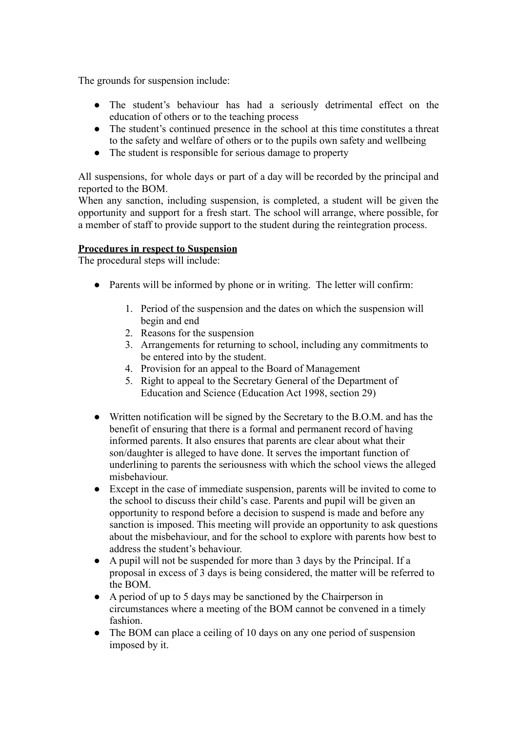The grounds for suspension include:

- The student's behaviour has had a seriously detrimental effect on the education of others or to the teaching process
- The student's continued presence in the school at this time constitutes a threat to the safety and welfare of others or to the pupils own safety and wellbeing
- The student is responsible for serious damage to property

All suspensions, for whole days or part of a day will be recorded by the principal and reported to the BOM.
When any sanction, including suspension, is completed, a student will be given the opportunity and support for a fresh start. The school will arrange, where possible, for a member of staff to provide support to the student during the reintegration process.

**Procedures in respect to Suspension**
The procedural steps will include:

- Parents will be informed by phone or in writing. The letter will confirm:

    1. Period of the suspension and the dates on which the suspension will begin and end
    2. Reasons for the suspension
    3. Arrangements for returning to school, including any commitments to be entered into by the student.
    4. Provision for an appeal to the Board of Management
    5. Right to appeal to the Secretary General of the Department of Education and Science (Education Act 1998, section 29)

- Written notification will be signed by the Secretary to the B.O.M. and has the benefit of ensuring that there is a formal and permanent record of having informed parents. It also ensures that parents are clear about what their son/daughter is alleged to have done. It serves the important function of underlining to parents the seriousness with which the school views the alleged misbehaviour.
- Except in the case of immediate suspension, parents will be invited to come to the school to discuss their child's case. Parents and pupil will be given an opportunity to respond before a decision to suspend is made and before any sanction is imposed. This meeting will provide an opportunity to ask questions about the misbehaviour, and for the school to explore with parents how best to address the student's behaviour.
- A pupil will not be suspended for more than 3 days by the Principal. If a proposal in excess of 3 days is being considered, the matter will be referred to the BOM.
- A period of up to 5 days may be sanctioned by the Chairperson in circumstances where a meeting of the BOM cannot be convened in a timely fashion.
- The BOM can place a ceiling of 10 days on any one period of suspension imposed by it.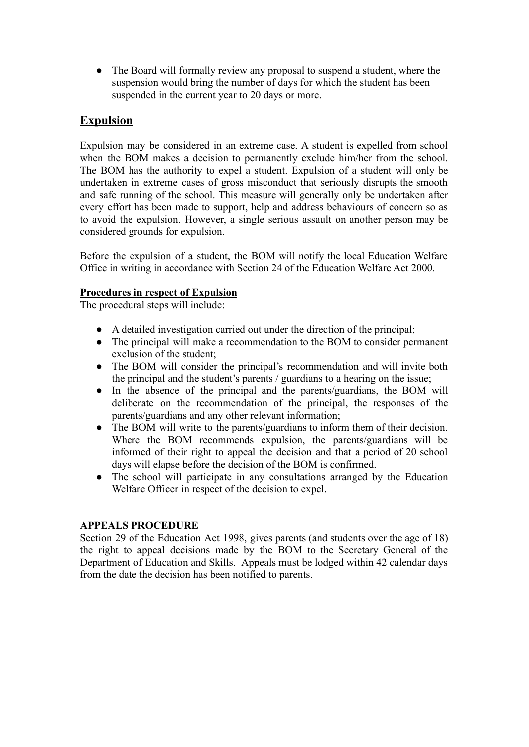- The Board will formally review any proposal to suspend a student, where the suspension would bring the number of days for which the student has been suspended in the current year to 20 days or more.

## Expulsion

Expulsion may be considered in an extreme case. A student is expelled from school when the BOM makes a decision to permanently exclude him/her from the school. The BOM has the authority to expel a student. Expulsion of a student will only be undertaken in extreme cases of gross misconduct that seriously disrupts the smooth and safe running of the school. This measure will generally only be undertaken after every effort has been made to support, help and address behaviours of concern so as to avoid the expulsion. However, a single serious assault on another person may be considered grounds for expulsion.

Before the expulsion of a student, the BOM will notify the local Education Welfare Office in writing in accordance with Section 24 of the Education Welfare Act 2000.

**Procedures in respect of Expulsion**

The procedural steps will include:

- A detailed investigation carried out under the direction of the principal;
- The principal will make a recommendation to the BOM to consider permanent exclusion of the student;
- The BOM will consider the principal's recommendation and will invite both the principal and the student's parents / guardians to a hearing on the issue;
- In the absence of the principal and the parents/guardians, the BOM will deliberate on the recommendation of the principal, the responses of the parents/guardians and any other relevant information;
- The BOM will write to the parents/guardians to inform them of their decision. Where the BOM recommends expulsion, the parents/guardians will be informed of their right to appeal the decision and that a period of 20 school days will elapse before the decision of the BOM is confirmed.
- The school will participate in any consultations arranged by the Education Welfare Officer in respect of the decision to expel.

**APPEALS PROCEDURE**

Section 29 of the Education Act 1998, gives parents (and students over the age of 18) the right to appeal decisions made by the BOM to the Secretary General of the Department of Education and Skills. Appeals must be lodged within 42 calendar days from the date the decision has been notified to parents.